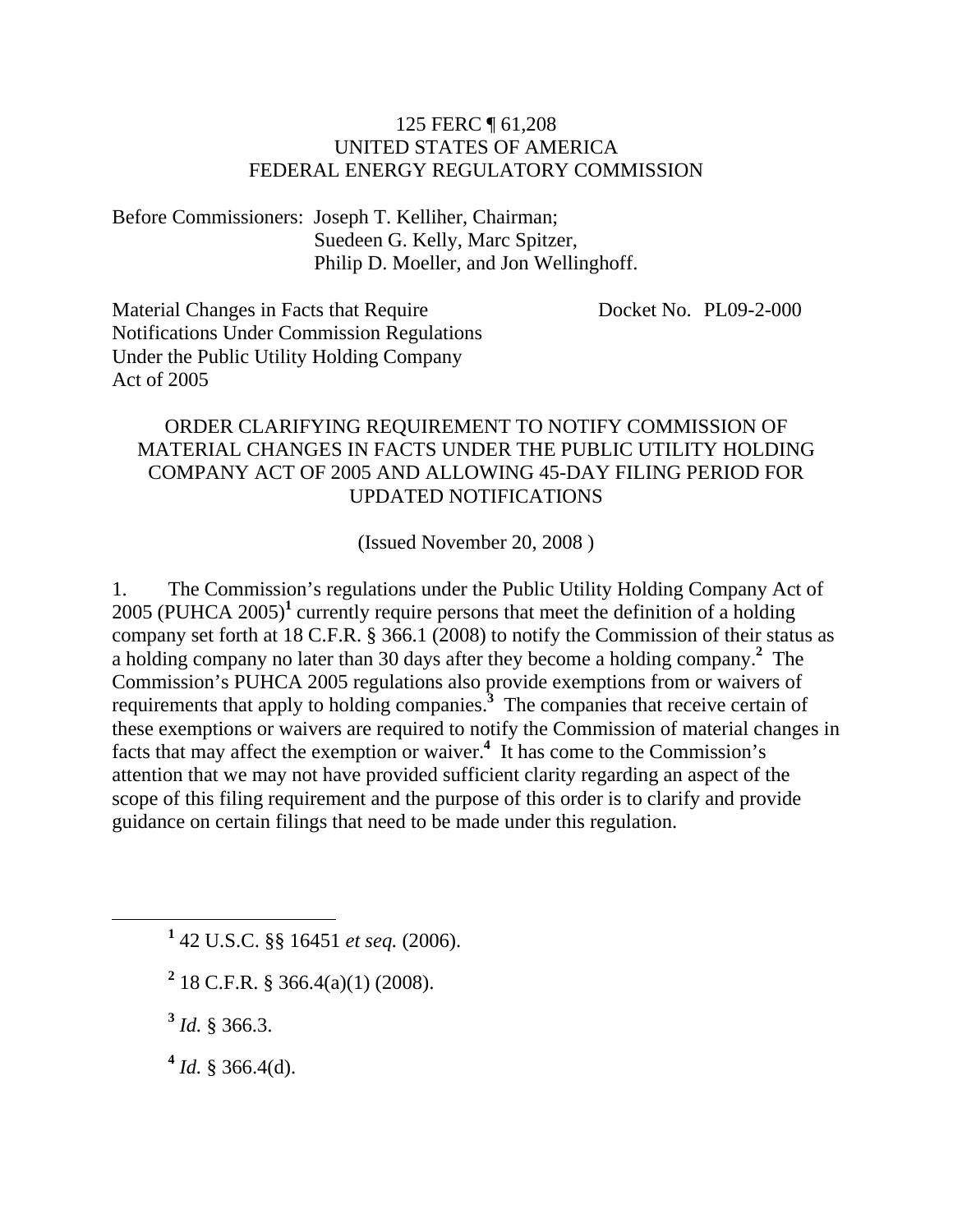125 FERC ¶ 61,208
UNITED STATES OF AMERICA
FEDERAL ENERGY REGULATORY COMMISSION

Before Commissioners: Joseph T. Kelliher, Chairman;
Suedeen G. Kelly, Marc Spitzer,
Philip D. Moeller, and Jon Wellinghoff.

Material Changes in Facts that Require Notifications Under Commission Regulations Under the Public Utility Holding Company Act of 2005 — Docket No. PL09-2-000

ORDER CLARIFYING REQUIREMENT TO NOTIFY COMMISSION OF MATERIAL CHANGES IN FACTS UNDER THE PUBLIC UTILITY HOLDING COMPANY ACT OF 2005 AND ALLOWING 45-DAY FILING PERIOD FOR UPDATED NOTIFICATIONS

(Issued November 20, 2008 )

1. The Commission's regulations under the Public Utility Holding Company Act of 2005 (PUHCA 2005)[1] currently require persons that meet the definition of a holding company set forth at 18 C.F.R. § 366.1 (2008) to notify the Commission of their status as a holding company no later than 30 days after they become a holding company.[2] The Commission's PUHCA 2005 regulations also provide exemptions from or waivers of requirements that apply to holding companies.[3] The companies that receive certain of these exemptions or waivers are required to notify the Commission of material changes in facts that may affect the exemption or waiver.[4] It has come to the Commission's attention that we may not have provided sufficient clarity regarding an aspect of the scope of this filing requirement and the purpose of this order is to clarify and provide guidance on certain filings that need to be made under this regulation.

[1] 42 U.S.C. §§ 16451 *et seq.* (2006).

[2] 18 C.F.R. § 366.4(a)(1) (2008).

[3] *Id.* § 366.3.

[4] *Id.* § 366.4(d).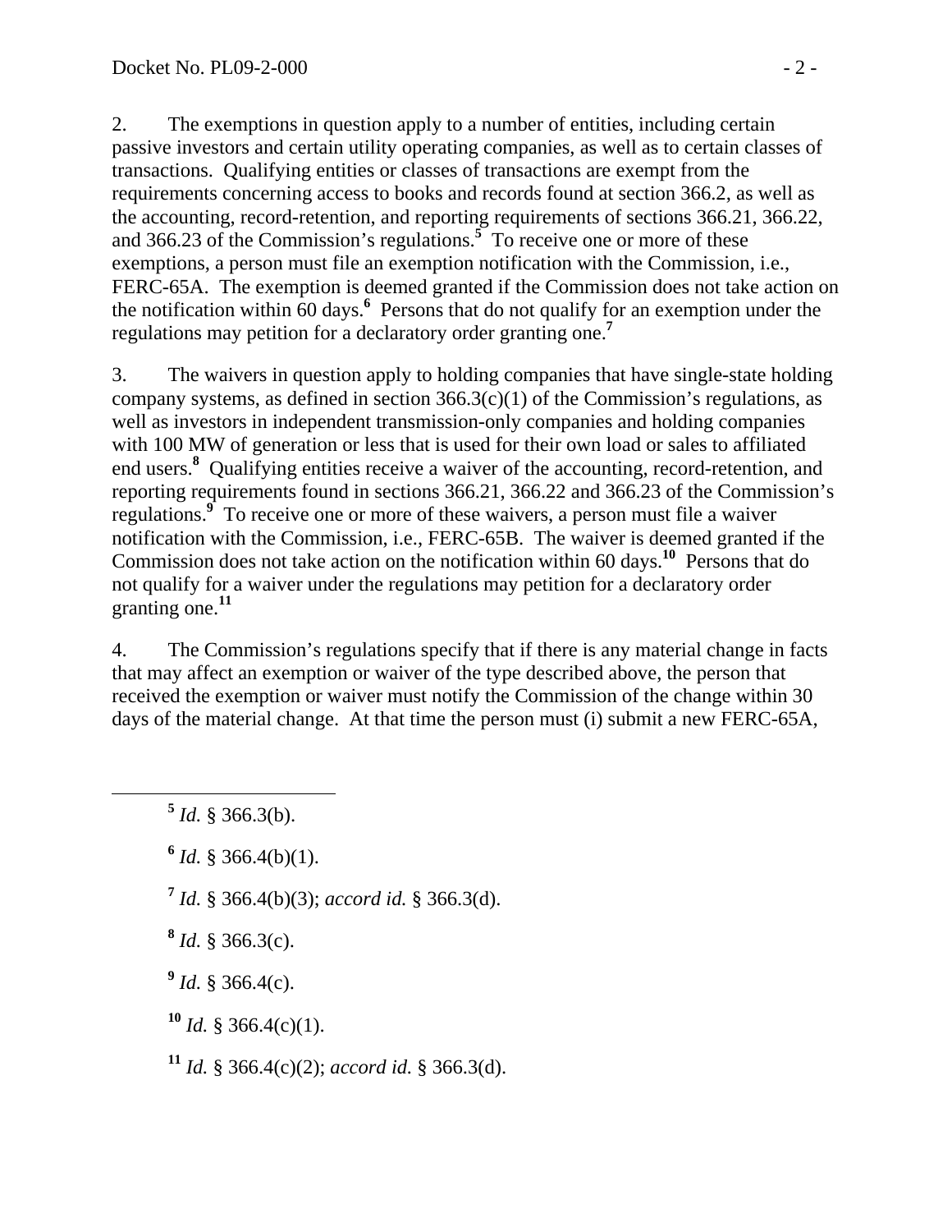2. The exemptions in question apply to a number of entities, including certain passive investors and certain utility operating companies, as well as to certain classes of transactions. Qualifying entities or classes of transactions are exempt from the requirements concerning access to books and records found at section 366.2, as well as the accounting, record-retention, and reporting requirements of sections 366.21, 366.22, and 366.23 of the Commission's regulations.[5] To receive one or more of these exemptions, a person must file an exemption notification with the Commission, i.e., FERC-65A. The exemption is deemed granted if the Commission does not take action on the notification within 60 days.[6] Persons that do not qualify for an exemption under the regulations may petition for a declaratory order granting one.[7]

3. The waivers in question apply to holding companies that have single-state holding company systems, as defined in section 366.3(c)(1) of the Commission's regulations, as well as investors in independent transmission-only companies and holding companies with 100 MW of generation or less that is used for their own load or sales to affiliated end users.[8] Qualifying entities receive a waiver of the accounting, record-retention, and reporting requirements found in sections 366.21, 366.22 and 366.23 of the Commission's regulations.[9] To receive one or more of these waivers, a person must file a waiver notification with the Commission, i.e., FERC-65B. The waiver is deemed granted if the Commission does not take action on the notification within 60 days.[10] Persons that do not qualify for a waiver under the regulations may petition for a declaratory order granting one.[11]

4. The Commission's regulations specify that if there is any material change in facts that may affect an exemption or waiver of the type described above, the person that received the exemption or waiver must notify the Commission of the change within 30 days of the material change. At that time the person must (i) submit a new FERC-65A,

---

[5] *Id.* § 366.3(b).

[6] *Id.* § 366.4(b)(1).

[7] *Id.* § 366.4(b)(3); *accord id.* § 366.3(d).

[8] *Id.* § 366.3(c).

[9] *Id.* § 366.4(c).

[10] *Id.* § 366.4(c)(1).

[11] *Id.* § 366.4(c)(2); *accord id.* § 366.3(d).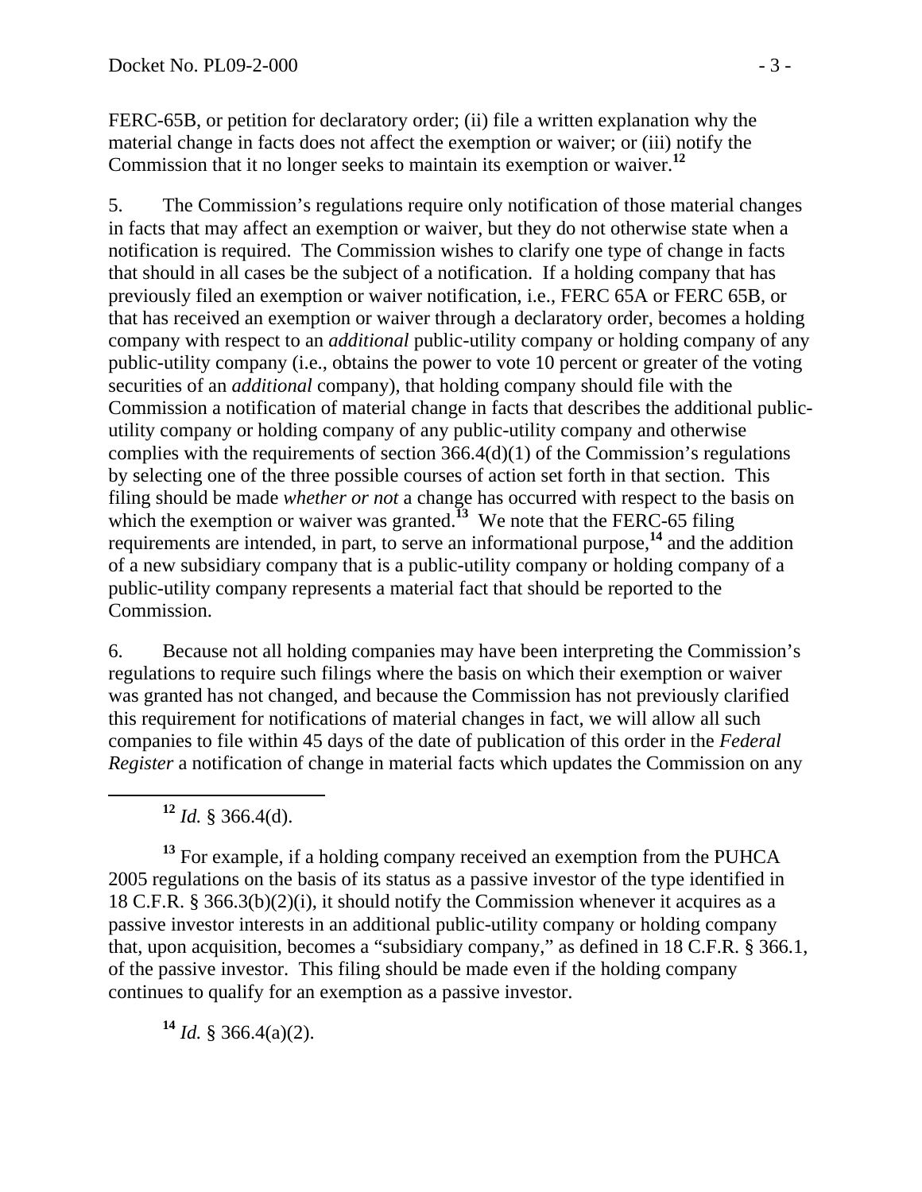FERC-65B, or petition for declaratory order; (ii) file a written explanation why the material change in facts does not affect the exemption or waiver; or (iii) notify the Commission that it no longer seeks to maintain its exemption or waiver.[12]

5. The Commission's regulations require only notification of those material changes in facts that may affect an exemption or waiver, but they do not otherwise state when a notification is required. The Commission wishes to clarify one type of change in facts that should in all cases be the subject of a notification. If a holding company that has previously filed an exemption or waiver notification, i.e., FERC 65A or FERC 65B, or that has received an exemption or waiver through a declaratory order, becomes a holding company with respect to an *additional* public-utility company or holding company of any public-utility company (i.e., obtains the power to vote 10 percent or greater of the voting securities of an *additional* company), that holding company should file with the Commission a notification of material change in facts that describes the additional public-utility company or holding company of any public-utility company and otherwise complies with the requirements of section 366.4(d)(1) of the Commission's regulations by selecting one of the three possible courses of action set forth in that section. This filing should be made *whether or not* a change has occurred with respect to the basis on which the exemption or waiver was granted.[13] We note that the FERC-65 filing requirements are intended, in part, to serve an informational purpose,[14] and the addition of a new subsidiary company that is a public-utility company or holding company of a public-utility company represents a material fact that should be reported to the Commission.

6. Because not all holding companies may have been interpreting the Commission's regulations to require such filings where the basis on which their exemption or waiver was granted has not changed, and because the Commission has not previously clarified this requirement for notifications of material changes in fact, we will allow all such companies to file within 45 days of the date of publication of this order in the *Federal Register* a notification of change in material facts which updates the Commission on any

---

[12] *Id.* § 366.4(d).

[13] For example, if a holding company received an exemption from the PUHCA 2005 regulations on the basis of its status as a passive investor of the type identified in 18 C.F.R. § 366.3(b)(2)(i), it should notify the Commission whenever it acquires as a passive investor interests in an additional public-utility company or holding company that, upon acquisition, becomes a "subsidiary company," as defined in 18 C.F.R. § 366.1, of the passive investor. This filing should be made even if the holding company continues to qualify for an exemption as a passive investor.

[14] *Id.* § 366.4(a)(2).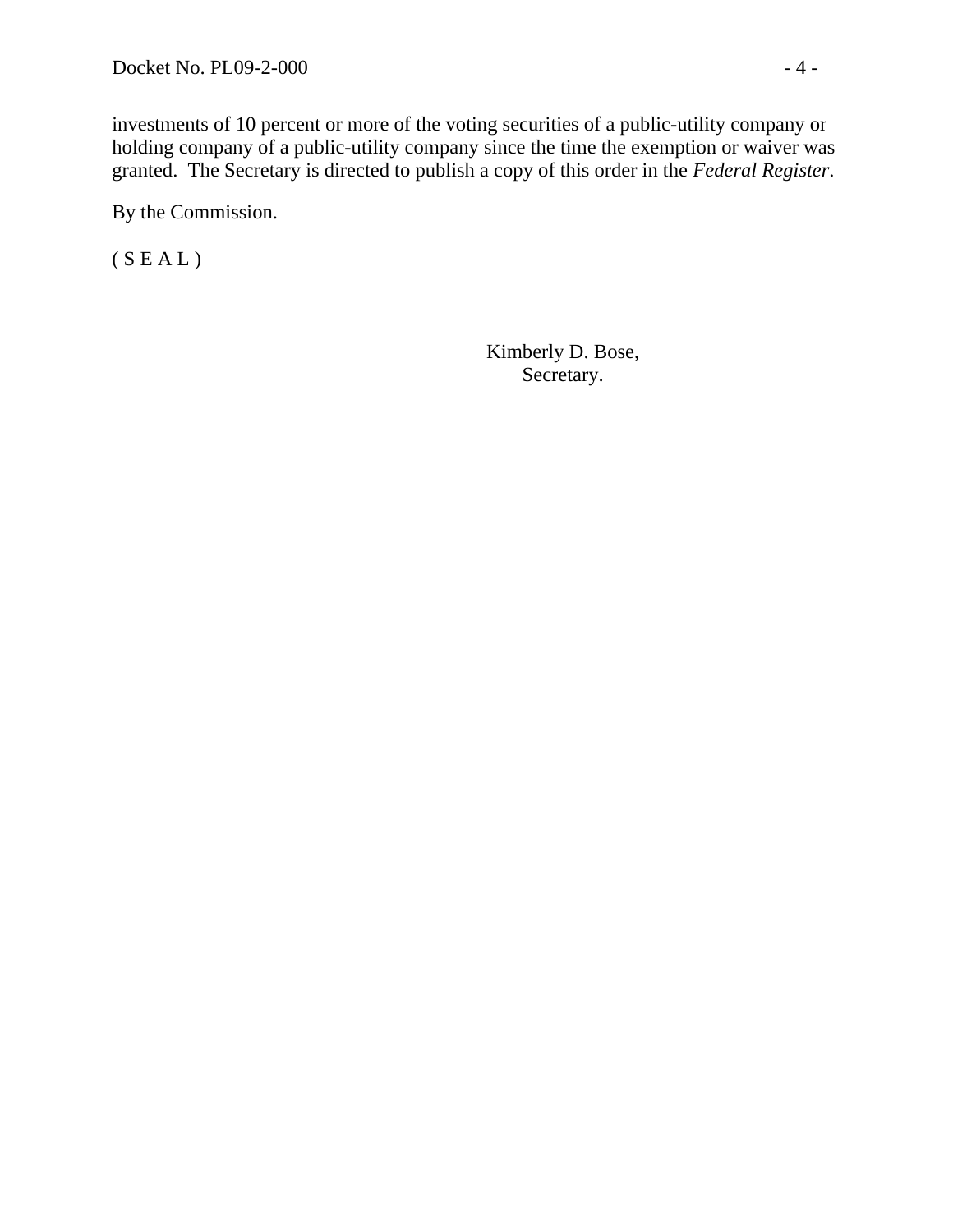investments of 10 percent or more of the voting securities of a public-utility company or holding company of a public-utility company since the time the exemption or waiver was granted. The Secretary is directed to publish a copy of this order in the *Federal Register*.

By the Commission.

( S E A L )

Kimberly D. Bose,
Secretary.